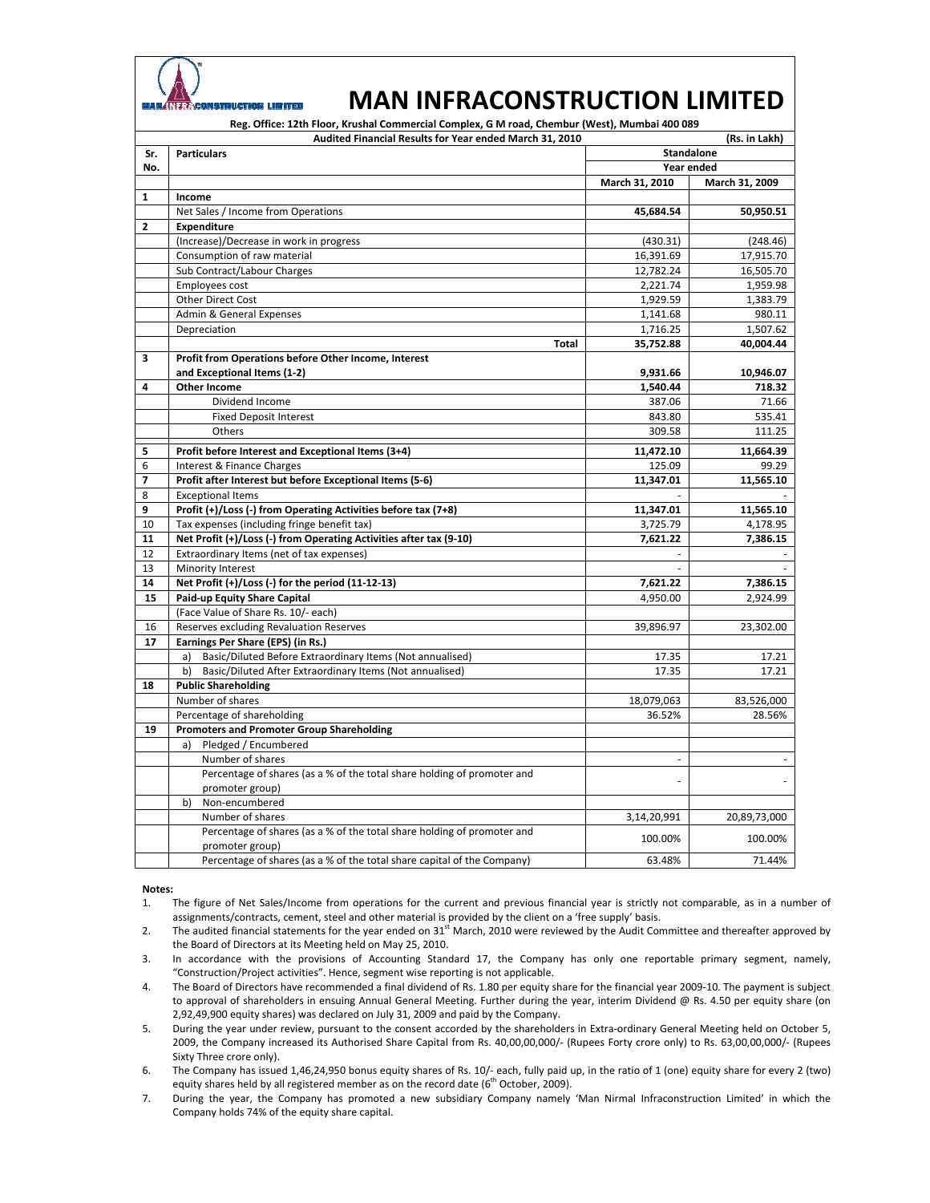# MAN INFRACONSTRUCTION LIMITED

**Reg. Office: 12th Floor, Krushal Commercial Complex, G M road, Chembur (West), Mumbai 400 089**

**Audited Financial Results for Year ended March 31, 2010** **(Rs. in Lakh)**

| Sr. No. | Particulars | Standalone | |
|---|---|---|---|
| | | Year ended | |
| | | March 31, 2010 | March 31, 2009 |
| **1** | **Income** | | |
| | Net Sales / Income from Operations | **45,684.54** | **50,950.51** |
| **2** | **Expenditure** | | |
| | (Increase)/Decrease in work in progress | (430.31) | (248.46) |
| | Consumption of raw material | 16,391.69 | 17,915.70 |
| | Sub Contract/Labour Charges | 12,782.24 | 16,505.70 |
| | Employees cost | 2,221.74 | 1,959.98 |
| | Other Direct Cost | 1,929.59 | 1,383.79 |
| | Admin & General Expenses | 1,141.68 | 980.11 |
| | Depreciation | 1,716.25 | 1,507.62 |
| | **Total** | **35,752.88** | **40,004.44** |
| **3** | **Profit from Operations before Other Income, Interest and Exceptional Items (1-2)** | **9,931.66** | **10,946.07** |
| **4** | **Other Income** | **1,540.44** | **718.32** |
| | Dividend Income | 387.06 | 71.66 |
| | Fixed Deposit Interest | 843.80 | 535.41 |
| | Others | 309.58 | 111.25 |
| **5** | **Profit before Interest and Exceptional Items (3+4)** | **11,472.10** | **11,664.39** |
| 6 | Interest & Finance Charges | 125.09 | 99.29 |
| **7** | **Profit after Interest but before Exceptional Items (5-6)** | **11,347.01** | **11,565.10** |
| 8 | Exceptional Items | - | - |
| **9** | **Profit (+)/Loss (-) from Operating Activities before tax (7+8)** | **11,347.01** | **11,565.10** |
| 10 | Tax expenses (including fringe benefit tax) | 3,725.79 | 4,178.95 |
| **11** | **Net Profit (+)/Loss (-) from Operating Activities after tax (9-10)** | **7,621.22** | **7,386.15** |
| 12 | Extraordinary Items (net of tax expenses) | - | - |
| 13 | Minority Interest | - | - |
| **14** | **Net Profit (+)/Loss (-) for the period (11-12-13)** | **7,621.22** | **7,386.15** |
| **15** | **Paid-up Equity Share Capital** | 4,950.00 | 2,924.99 |
| | (Face Value of Share Rs. 10/- each) | | |
| 16 | Reserves excluding Revaluation Reserves | 39,896.97 | 23,302.00 |
| **17** | **Earnings Per Share (EPS) (in Rs.)** | | |
| | a) Basic/Diluted Before Extraordinary Items (Not annualised) | 17.35 | 17.21 |
| | b) Basic/Diluted After Extraordinary Items (Not annualised) | 17.35 | 17.21 |
| **18** | **Public Shareholding** | | |
| | Number of shares | 18,079,063 | 83,526,000 |
| | Percentage of shareholding | 36.52% | 28.56% |
| **19** | **Promoters and Promoter Group Shareholding** | | |
| | a) Pledged / Encumbered | | |
| | Number of shares | - | - |
| | Percentage of shares (as a % of the total share holding of promoter and promoter group) | - | - |
| | b) Non-encumbered | | |
| | Number of shares | 3,14,20,991 | 20,89,73,000 |
| | Percentage of shares (as a % of the total share holding of promoter and promoter group) | 100.00% | 100.00% |
| | Percentage of shares (as a % of the total share capital of the Company) | 63.48% | 71.44% |

**Notes:**

1. The figure of Net Sales/Income from operations for the current and previous financial year is strictly not comparable, as in a number of assignments/contracts, cement, steel and other material is provided by the client on a 'free supply' basis.
2. The audited financial statements for the year ended on 31st March, 2010 were reviewed by the Audit Committee and thereafter approved by the Board of Directors at its Meeting held on May 25, 2010.
3. In accordance with the provisions of Accounting Standard 17, the Company has only one reportable primary segment, namely, "Construction/Project activities". Hence, segment wise reporting is not applicable.
4. The Board of Directors have recommended a final dividend of Rs. 1.80 per equity share for the financial year 2009-10. The payment is subject to approval of shareholders in ensuing Annual General Meeting. Further during the year, interim Dividend @ Rs. 4.50 per equity share (on 2,92,49,900 equity shares) was declared on July 31, 2009 and paid by the Company.
5. During the year under review, pursuant to the consent accorded by the shareholders in Extra-ordinary General Meeting held on October 5, 2009, the Company increased its Authorised Share Capital from Rs. 40,00,00,000/- (Rupees Forty crore only) to Rs. 63,00,00,000/- (Rupees Sixty Three crore only).
6. The Company has issued 1,46,24,950 bonus equity shares of Rs. 10/- each, fully paid up, in the ratio of 1 (one) equity share for every 2 (two) equity shares held by all registered member as on the record date (6th October, 2009).
7. During the year, the Company has promoted a new subsidiary Company namely 'Man Nirmal Infraconstruction Limited' in which the Company holds 74% of the equity share capital.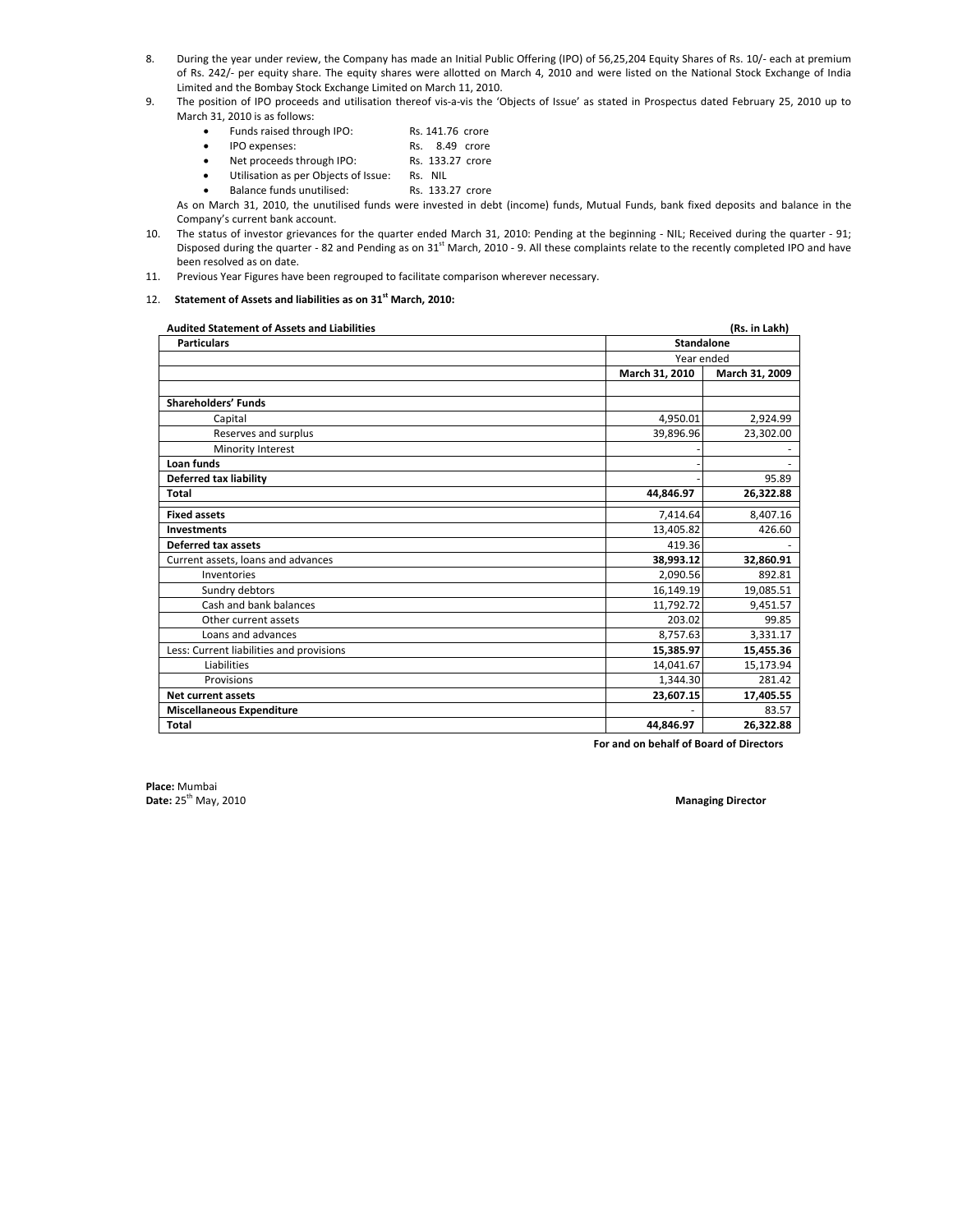8. During the year under review, the Company has made an Initial Public Offering (IPO) of 56,25,204 Equity Shares of Rs. 10/- each at premium of Rs. 242/- per equity share. The equity shares were allotted on March 4, 2010 and were listed on the National Stock Exchange of India Limited and the Bombay Stock Exchange Limited on March 11, 2010.

9. The position of IPO proceeds and utilisation thereof vis-a-vis the 'Objects of Issue' as stated in Prospectus dated February 25, 2010 up to March 31, 2010 is as follows:

   - Funds raised through IPO: Rs. 141.76 crore
   - IPO expenses: Rs. 8.49 crore
   - Net proceeds through IPO: Rs. 133.27 crore
   - Utilisation as per Objects of Issue: Rs. NIL
   - Balance funds unutilised: Rs. 133.27 crore

   As on March 31, 2010, the unutilised funds were invested in debt (income) funds, Mutual Funds, bank fixed deposits and balance in the Company's current bank account.

10. The status of investor grievances for the quarter ended March 31, 2010: Pending at the beginning - NIL; Received during the quarter - 91; Disposed during the quarter - 82 and Pending as on 31st March, 2010 - 9. All these complaints relate to the recently completed IPO and have been resolved as on date.

11. Previous Year Figures have been regrouped to facilitate comparison wherever necessary.

12. **Statement of Assets and liabilities as on 31st March, 2010:**

**Audited Statement of Assets and Liabilities** (Rs. in Lakh)

| **Particulars** | **Standalone** | |
|---|---|---|
| | Year ended | |
| | **March 31, 2010** | **March 31, 2009** |
| | | |
| **Shareholders' Funds** | | |
| Capital | 4,950.01 | 2,924.99 |
| Reserves and surplus | 39,896.96 | 23,302.00 |
| Minority Interest | - | - |
| **Loan funds** | - | - |
| **Deferred tax liability** | - | 95.89 |
| **Total** | **44,846.97** | **26,322.88** |
| **Fixed assets** | 7,414.64 | 8,407.16 |
| **Investments** | 13,405.82 | 426.60 |
| **Deferred tax assets** | 419.36 | - |
| Current assets, loans and advances | **38,993.12** | **32,860.91** |
| Inventories | 2,090.56 | 892.81 |
| Sundry debtors | 16,149.19 | 19,085.51 |
| Cash and bank balances | 11,792.72 | 9,451.57 |
| Other current assets | 203.02 | 99.85 |
| Loans and advances | 8,757.63 | 3,331.17 |
| Less: Current liabilities and provisions | **15,385.97** | **15,455.36** |
| Liabilities | 14,041.67 | 15,173.94 |
| Provisions | 1,344.30 | 281.42 |
| **Net current assets** | **23,607.15** | **17,405.55** |
| **Miscellaneous Expenditure** | - | 83.57 |
| **Total** | **44,846.97** | **26,322.88** |

**For and on behalf of Board of Directors**

**Place:** Mumbai
**Date:** 25th May, 2010

**Managing Director**